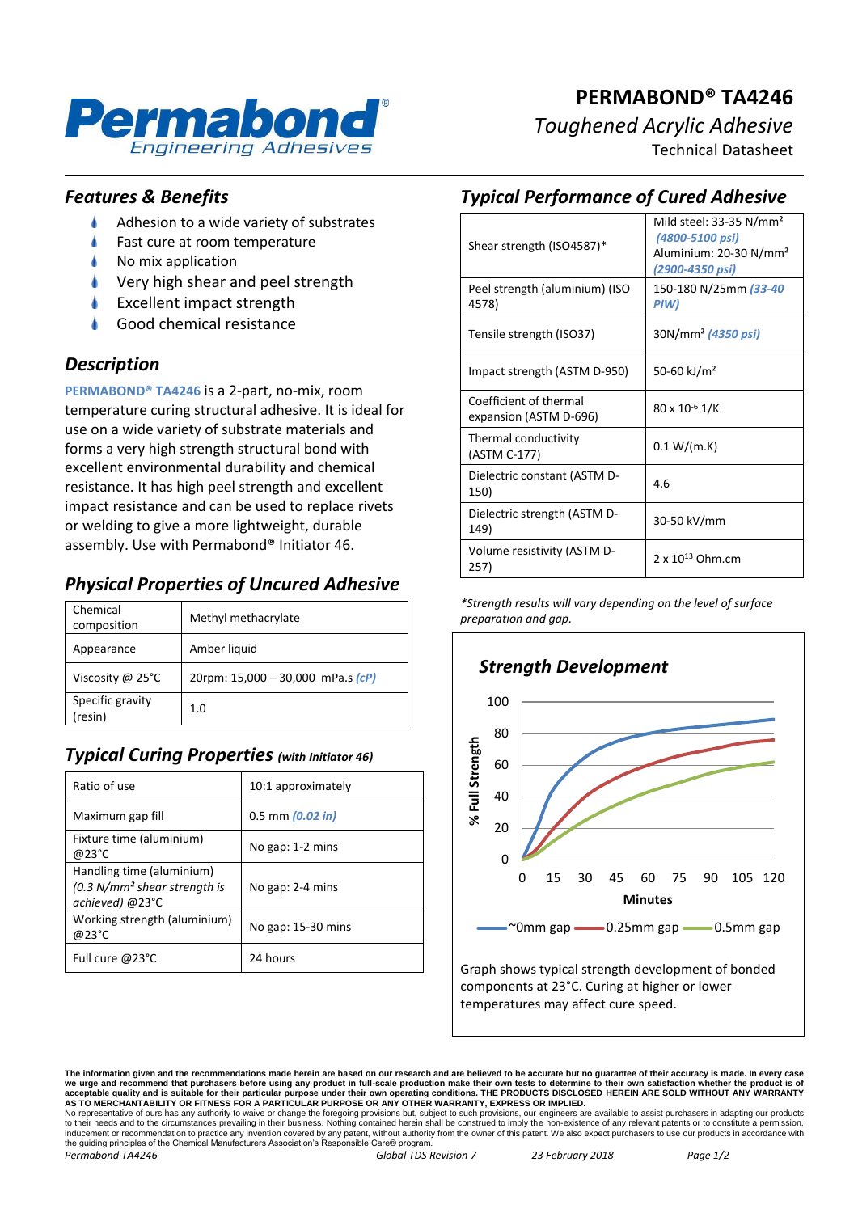# PERMABOND® TA4246

*Toughened Acrylic Adhesive*

Technical Datasheet

## *Features & Benefits*

- Adhesion to a wide variety of substrates
- Fast cure at room temperature
- No mix application
- Very high shear and peel strength
- Excellent impact strength
- Good chemical resistance

## *Description*

**PERMABOND® TA4246** is a 2-part, no-mix, room temperature curing structural adhesive. It is ideal for use on a wide variety of substrate materials and forms a very high strength structural bond with excellent environmental durability and chemical resistance. It has high peel strength and excellent impact resistance and can be used to replace rivets or welding to give a more lightweight, durable assembly. Use with Permabond® Initiator 46.

## *Physical Properties of Uncured Adhesive*

| | |
|---|---|
| Chemical composition | Methyl methacrylate |
| Appearance | Amber liquid |
| Viscosity @ 25°C | 20rpm: 15,000 – 30,000 mPa.s *(cP)* |
| Specific gravity (resin) | 1.0 |

## *Typical Curing Properties (with Initiator 46)*

| | |
|---|---|
| Ratio of use | 10:1 approximately |
| Maximum gap fill | 0.5 mm *(0.02 in)* |
| Fixture time (aluminium) @23°C | No gap: 1-2 mins |
| Handling time (aluminium) *(0.3 N/mm² shear strength is achieved)* @23°C | No gap: 2-4 mins |
| Working strength (aluminium) @23°C | No gap: 15-30 mins |
| Full cure @23°C | 24 hours |

## *Typical Performance of Cured Adhesive*

| | |
|---|---|
| Shear strength (ISO4587)* | Mild steel: 33-35 N/mm² *(4800-5100 psi)* Aluminium: 20-30 N/mm² *(2900-4350 psi)* |
| Peel strength (aluminium) (ISO 4578) | 150-180 N/25mm *(33-40 PIW)* |
| Tensile strength (ISO37) | 30N/mm² *(4350 psi)* |
| Impact strength (ASTM D-950) | 50-60 kJ/m² |
| Coefficient of thermal expansion (ASTM D-696) | $80 \times 10^{-6}$ 1/K |
| Thermal conductivity (ASTM C-177) | 0.1 W/(m.K) |
| Dielectric constant (ASTM D-150) | 4.6 |
| Dielectric strength (ASTM D-149) | 30-50 kV/mm |
| Volume resistivity (ASTM D-257) | $2 \times 10^{13}$ Ohm.cm |

*\*Strength results will vary depending on the level of surface preparation and gap.*

### *Strength Development*

% Full Strength

100
80
60
40
20
0

0 15 30 45 60 75 90 105 120

Minutes

~0mm gap — 0.25mm gap — 0.5mm gap

Graph shows typical strength development of bonded components at 23°C. Curing at higher or lower temperatures may affect cure speed.

**The information given and the recommendations made herein are based on our research and are believed to be accurate but no guarantee of their accuracy is made. In every case we urge and recommend that purchasers before using any product in full-scale production make their own tests to determine to their own satisfaction whether the product is of acceptable quality and is suitable for their particular purpose under their own operating conditions. THE PRODUCTS DISCLOSED HEREIN ARE SOLD WITHOUT ANY WARRANTY AS TO MERCHANTABILITY OR FITNESS FOR A PARTICULAR PURPOSE OR ANY OTHER WARRANTY, EXPRESS OR IMPLIED.**

No representative of ours has any authority to waive or change the foregoing provisions but, subject to such provisions, our engineers are available to assist purchasers in adapting our products to their needs and to the circumstances prevailing in their business. Nothing contained herein shall be construed to imply the non-existence of any relevant patents or to constitute a permission, inducement or recommendation to practice any invention covered by any patent, without authority from the owner of this patent. We also expect purchasers to use our products in accordance with the guiding principles of the Chemical Manufacturers Association's Responsible Care® program.

*Permabond TA4246 — Global TDS Revision 7 — 23 February 2018*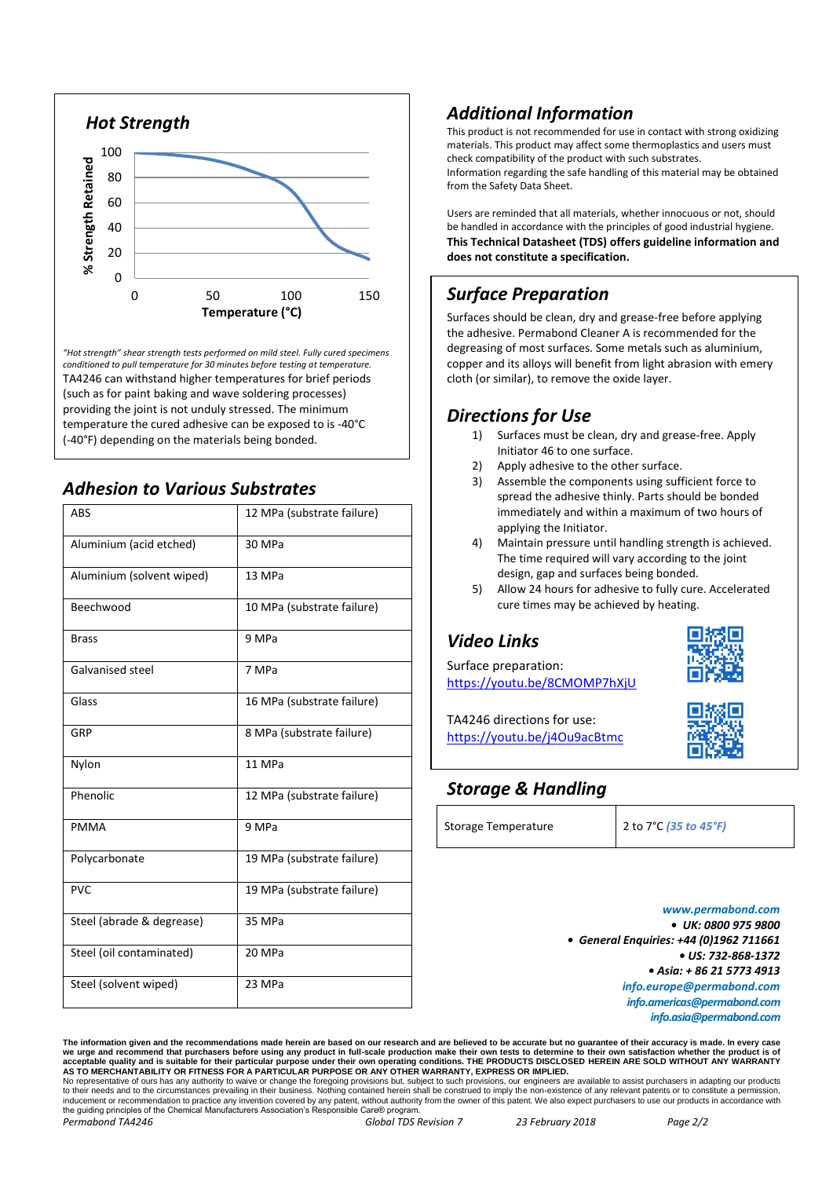## Hot Strength

100
80
60
40
20
0

% Strength Retained

0 50 100 150

Temperature (°C)

*"Hot strength" shear strength tests performed on mild steel. Fully cured specimens conditioned to pull temperature for 30 minutes before testing at temperature.*

TA4246 can withstand higher temperatures for brief periods (such as for paint baking and wave soldering processes) providing the joint is not unduly stressed. The minimum temperature the cured adhesive can be exposed to is -40°C (-40°F) depending on the materials being bonded.

## Adhesion to Various Substrates

| | |
|---|---|
| ABS | 12 MPa (substrate failure) |
| Aluminium (acid etched) | 30 MPa |
| Aluminium (solvent wiped) | 13 MPa |
| Beechwood | 10 MPa (substrate failure) |
| Brass | 9 MPa |
| Galvanised steel | 7 MPa |
| Glass | 16 MPa (substrate failure) |
| GRP | 8 MPa (substrate failure) |
| Nylon | 11 MPa |
| Phenolic | 12 MPa (substrate failure) |
| PMMA | 9 MPa |
| Polycarbonate | 19 MPa (substrate failure) |
| PVC | 19 MPa (substrate failure) |
| Steel (abrade & degrease) | 35 MPa |
| Steel (oil contaminated) | 20 MPa |
| Steel (solvent wiped) | 23 MPa |

## Additional Information

This product is not recommended for use in contact with strong oxidizing materials. This product may affect some thermoplastics and users must check compatibility of the product with such substrates.
Information regarding the safe handling of this material may be obtained from the Safety Data Sheet.

Users are reminded that all materials, whether innocuous or not, should be handled in accordance with the principles of good industrial hygiene.
**This Technical Datasheet (TDS) offers guideline information and does not constitute a specification.**

## Surface Preparation

Surfaces should be clean, dry and grease-free before applying the adhesive. Permabond Cleaner A is recommended for the degreasing of most surfaces. Some metals such as aluminium, copper and its alloys will benefit from light abrasion with emery cloth (or similar), to remove the oxide layer.

## Directions for Use

1) Surfaces must be clean, dry and grease-free. Apply Initiator 46 to one surface.
2) Apply adhesive to the other surface.
3) Assemble the components using sufficient force to spread the adhesive thinly. Parts should be bonded immediately and within a maximum of two hours of applying the Initiator.
4) Maintain pressure until handling strength is achieved. The time required will vary according to the joint design, gap and surfaces being bonded.
5) Allow 24 hours for adhesive to fully cure. Accelerated cure times may be achieved by heating.

## Video Links

Surface preparation:
https://youtu.be/8CMOMP7hXjU

TA4246 directions for use:
https://youtu.be/j4Ou9acBtmc

## Storage & Handling

| | |
|---|---|
| Storage Temperature | 2 to 7°C *(35 to 45°F)* |

***www.permabond.com***
***• UK: 0800 975 9800***
***• General Enquiries: +44 (0)1962 711661***
***• US: 732-868-1372***
***• Asia: + 86 21 5773 4913***
***info.europe@permabond.com***
***info.americas@permabond.com***
***info.asia@permabond.com***

**The information given and the recommendations made herein are based on our research and are believed to be accurate but no guarantee of their accuracy is made. In every case we urge and recommend that purchasers before using any product in full-scale production make their own tests to determine to their own satisfaction whether the product is of acceptable quality and is suitable for their particular purpose under their own operating conditions. THE PRODUCTS DISCLOSED HEREIN ARE SOLD WITHOUT ANY WARRANTY AS TO MERCHANTABILITY OR FITNESS FOR A PARTICULAR PURPOSE OR ANY OTHER WARRANTY, EXPRESS OR IMPLIED.**
No representative of ours has any authority to waive or change the foregoing provisions but, subject to such provisions, our engineers are available to assist purchasers in adapting our products to their needs and to the circumstances prevailing in their business. Nothing contained herein shall be construed to imply the non-existence of any relevant patents or to constitute a permission, inducement or recommendation to practice any invention covered by any patent, without authority from the owner of this patent. We also expect purchasers to use our products in accordance with the guiding principles of the Chemical Manufacturers Association's Responsible Care® program.

*Permabond TA4246* *Global TDS Revision 7* *23 February 2018*